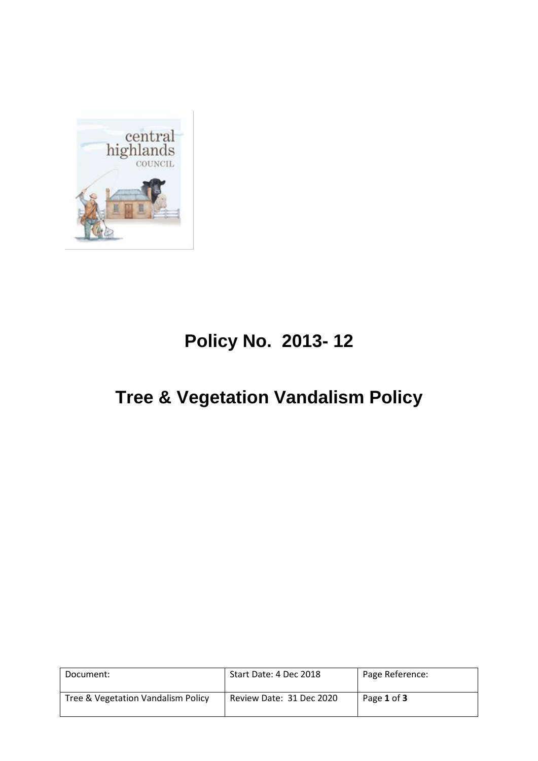# Policy No. 2013- 12

# Tree & Vegetation Vandalism Policy

| Document: | Start Date: 4 Dec 2018 | Page Reference: |
|---|---|---|
| Tree & Vegetation Vandalism Policy | Review Date: 31 Dec 2020 | Page **1** of **3** |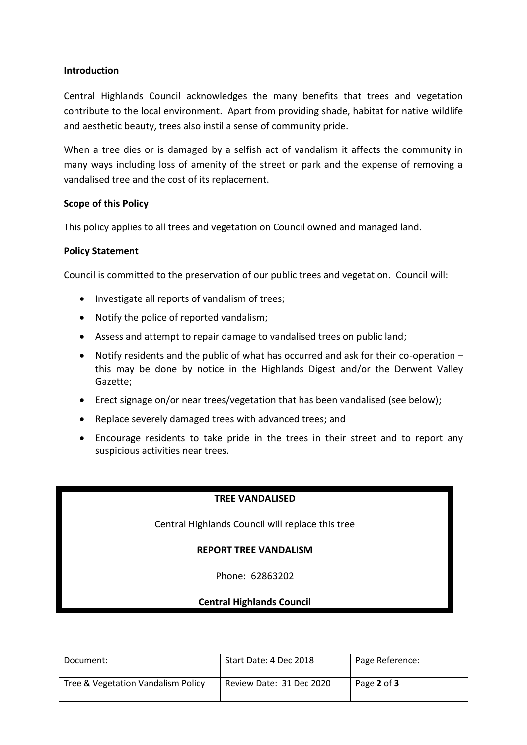**Introduction**

Central Highlands Council acknowledges the many benefits that trees and vegetation contribute to the local environment. Apart from providing shade, habitat for native wildlife and aesthetic beauty, trees also instil a sense of community pride.

When a tree dies or is damaged by a selfish act of vandalism it affects the community in many ways including loss of amenity of the street or park and the expense of removing a vandalised tree and the cost of its replacement.

**Scope of this Policy**

This policy applies to all trees and vegetation on Council owned and managed land.

**Policy Statement**

Council is committed to the preservation of our public trees and vegetation. Council will:

- Investigate all reports of vandalism of trees;
- Notify the police of reported vandalism;
- Assess and attempt to repair damage to vandalised trees on public land;
- Notify residents and the public of what has occurred and ask for their co-operation – this may be done by notice in the Highlands Digest and/or the Derwent Valley Gazette;
- Erect signage on/or near trees/vegetation that has been vandalised (see below);
- Replace severely damaged trees with advanced trees; and
- Encourage residents to take pride in the trees in their street and to report any suspicious activities near trees.

| **TREE VANDALISED** |
|---|
| Central Highlands Council will replace this tree |
| **REPORT TREE VANDALISM** |
| Phone: 62863202 |
| **Central Highlands Council** |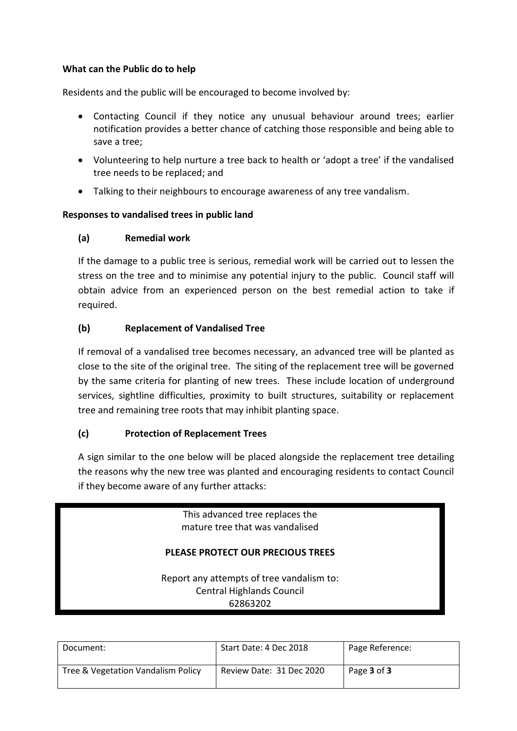**What can the Public do to help**

Residents and the public will be encouraged to become involved by:

- Contacting Council if they notice any unusual behaviour around trees; earlier notification provides a better chance of catching those responsible and being able to save a tree;
- Volunteering to help nurture a tree back to health or 'adopt a tree' if the vandalised tree needs to be replaced; and
- Talking to their neighbours to encourage awareness of any tree vandalism.

**Responses to vandalised trees in public land**

**(a) Remedial work**

If the damage to a public tree is serious, remedial work will be carried out to lessen the stress on the tree and to minimise any potential injury to the public. Council staff will obtain advice from an experienced person on the best remedial action to take if required.

**(b) Replacement of Vandalised Tree**

If removal of a vandalised tree becomes necessary, an advanced tree will be planted as close to the site of the original tree. The siting of the replacement tree will be governed by the same criteria for planting of new trees. These include location of underground services, sightline difficulties, proximity to built structures, suitability or replacement tree and remaining tree roots that may inhibit planting space.

**(c) Protection of Replacement Trees**

A sign similar to the one below will be placed alongside the replacement tree detailing the reasons why the new tree was planted and encouraging residents to contact Council if they become aware of any further attacks:

> This advanced tree replaces the
> mature tree that was vandalised
>
> **PLEASE PROTECT OUR PRECIOUS TREES**
>
> Report any attempts of tree vandalism to:
> Central Highlands Council
> 62863202